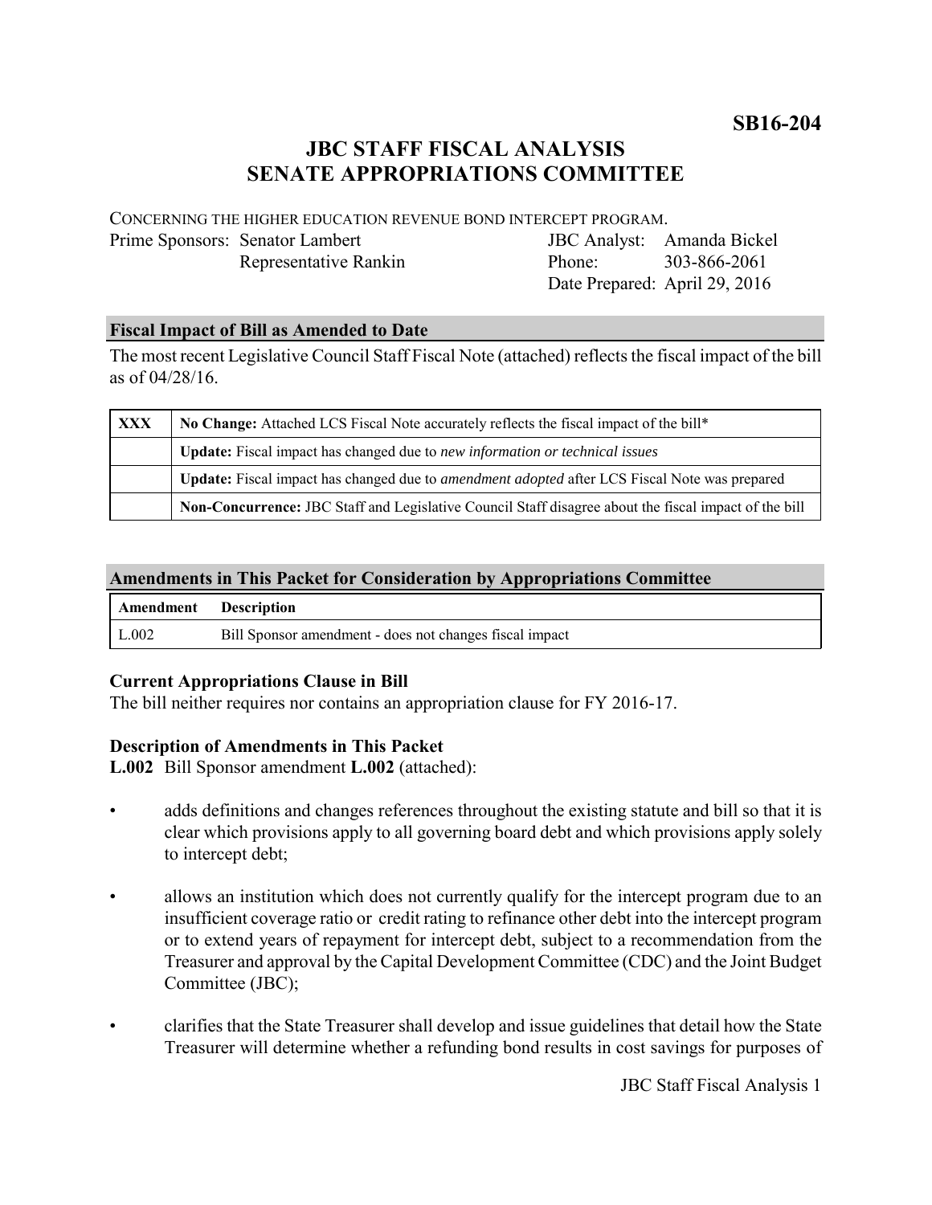**SB16-204**

# JBC STAFF FISCAL ANALYSIS
# SENATE APPROPRIATIONS COMMITTEE

CONCERNING THE HIGHER EDUCATION REVENUE BOND INTERCEPT PROGRAM.

| | | | |
|---|---|---|---|
| Prime Sponsors: | Senator Lambert | JBC Analyst: | Amanda Bickel |
| | Representative Rankin | Phone: | 303-866-2061 |
| | | Date Prepared: | April 29, 2016 |

## Fiscal Impact of Bill as Amended to Date

The most recent Legislative Council Staff Fiscal Note (attached) reflects the fiscal impact of the bill as of 04/28/16.

| | |
|---|---|
| **XXX** | **No Change:** Attached LCS Fiscal Note accurately reflects the fiscal impact of the bill* |
| | **Update:** Fiscal impact has changed due to *new information or technical issues* |
| | **Update:** Fiscal impact has changed due to *amendment adopted* after LCS Fiscal Note was prepared |
| | **Non-Concurrence:** JBC Staff and Legislative Council Staff disagree about the fiscal impact of the bill |

## Amendments in This Packet for Consideration by Appropriations Committee

| Amendment | Description |
|---|---|
| L.002 | Bill Sponsor amendment - does not changes fiscal impact |

### Current Appropriations Clause in Bill

The bill neither requires nor contains an appropriation clause for FY 2016-17.

### Description of Amendments in This Packet

**L.002** Bill Sponsor amendment **L.002** (attached):

- adds definitions and changes references throughout the existing statute and bill so that it is clear which provisions apply to all governing board debt and which provisions apply solely to intercept debt;
- allows an institution which does not currently qualify for the intercept program due to an insufficient coverage ratio or credit rating to refinance other debt into the intercept program or to extend years of repayment for intercept debt, subject to a recommendation from the Treasurer and approval by the Capital Development Committee (CDC) and the Joint Budget Committee (JBC);
- clarifies that the State Treasurer shall develop and issue guidelines that detail how the State Treasurer will determine whether a refunding bond results in cost savings for purposes of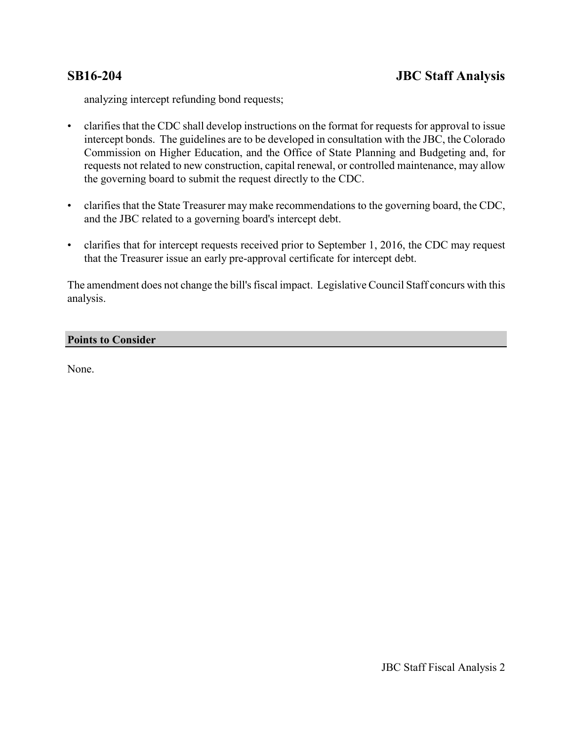analyzing intercept refunding bond requests;

- clarifies that the CDC shall develop instructions on the format for requests for approval to issue intercept bonds. The guidelines are to be developed in consultation with the JBC, the Colorado Commission on Higher Education, and the Office of State Planning and Budgeting and, for requests not related to new construction, capital renewal, or controlled maintenance, may allow the governing board to submit the request directly to the CDC.

- clarifies that the State Treasurer may make recommendations to the governing board, the CDC, and the JBC related to a governing board's intercept debt.

- clarifies that for intercept requests received prior to September 1, 2016, the CDC may request that the Treasurer issue an early pre-approval certificate for intercept debt.

The amendment does not change the bill's fiscal impact. Legislative Council Staff concurs with this analysis.

## Points to Consider

None.